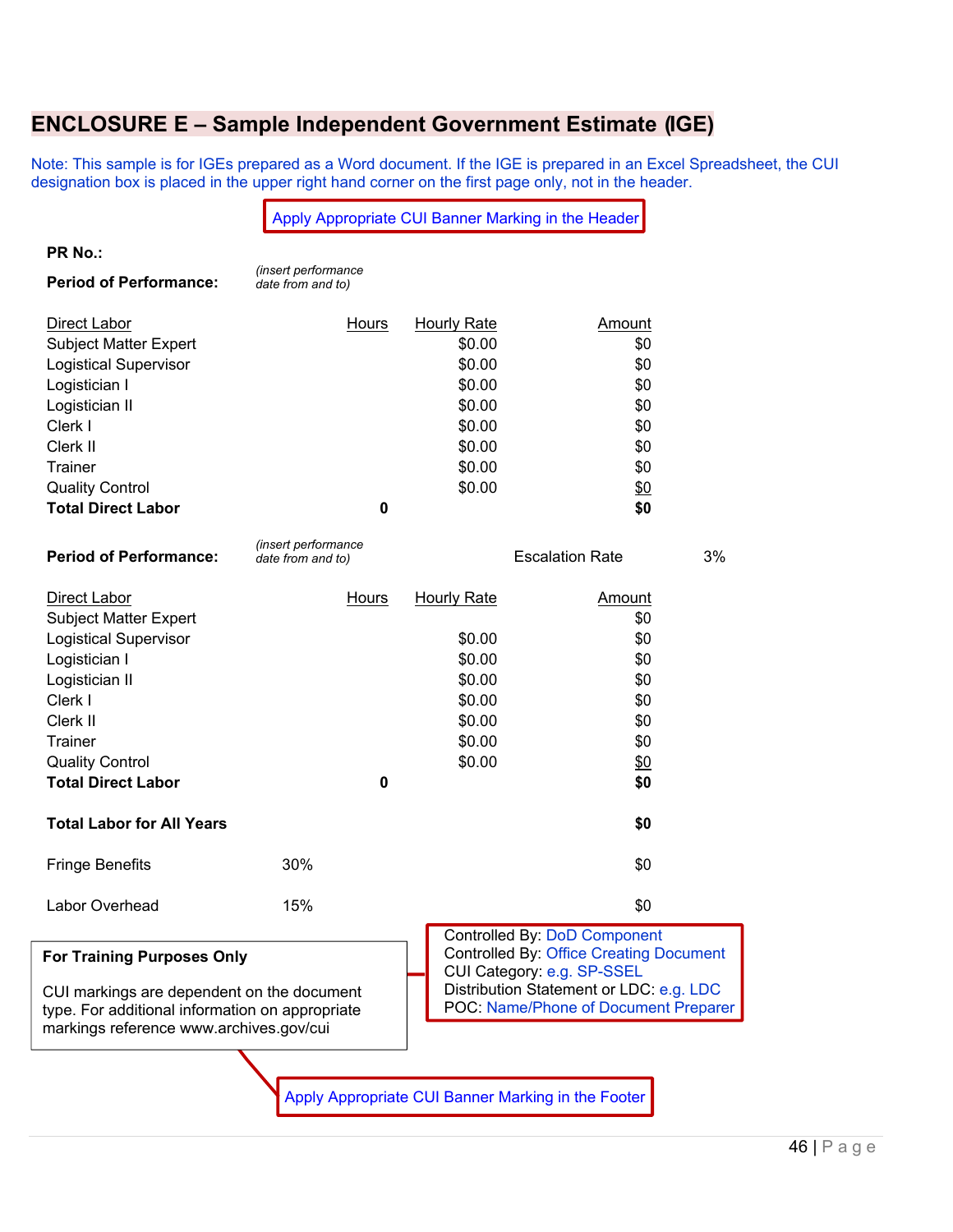## ENCLOSURE E – Sample Independent Government Estimate (IGE)

Note: This sample is for IGEs prepared as a Word document. If the IGE is prepared in an Excel Spreadsheet, the CUI designation box is placed in the upper right hand corner on the first page only, not in the header.

Apply Appropriate CUI Banner Marking in the Header

**PR No.:**

**Period of Performance:** *(insert performance date from and to)*

| Direct Labor | Hours | Hourly Rate | Amount |
|---|---|---|---|
| Subject Matter Expert | | $0.00 | $0 |
| Logistical Supervisor | | $0.00 | $0 |
| Logistician I | | $0.00 | $0 |
| Logistician II | | $0.00 | $0 |
| Clerk I | | $0.00 | $0 |
| Clerk II | | $0.00 | $0 |
| Trainer | | $0.00 | $0 |
| Quality Control | | $0.00 | $0 |
| **Total Direct Labor** | **0** | | **$0** |

**Period of Performance:** *(insert performance date from and to)* Escalation Rate 3%

| Direct Labor | Hours | Hourly Rate | Amount |
|---|---|---|---|
| Subject Matter Expert | | | $0 |
| Logistical Supervisor | | $0.00 | $0 |
| Logistician I | | $0.00 | $0 |
| Logistician II | | $0.00 | $0 |
| Clerk I | | $0.00 | $0 |
| Clerk II | | $0.00 | $0 |
| Trainer | | $0.00 | $0 |
| Quality Control | | $0.00 | $0 |
| **Total Direct Labor** | **0** | | **$0** |

| | | |
|---|---|---|
| **Total Labor for All Years** | | **$0** |
| Fringe Benefits | 30% | $0 |
| Labor Overhead | 15% | $0 |

**For Training Purposes Only**

CUI markings are dependent on the document type. For additional information on appropriate markings reference www.archives.gov/cui

Controlled By: DoD Component
Controlled By: Office Creating Document
CUI Category: e.g. SP-SSEL
Distribution Statement or LDC: e.g. LDC
POC: Name/Phone of Document Preparer

Apply Appropriate CUI Banner Marking in the Footer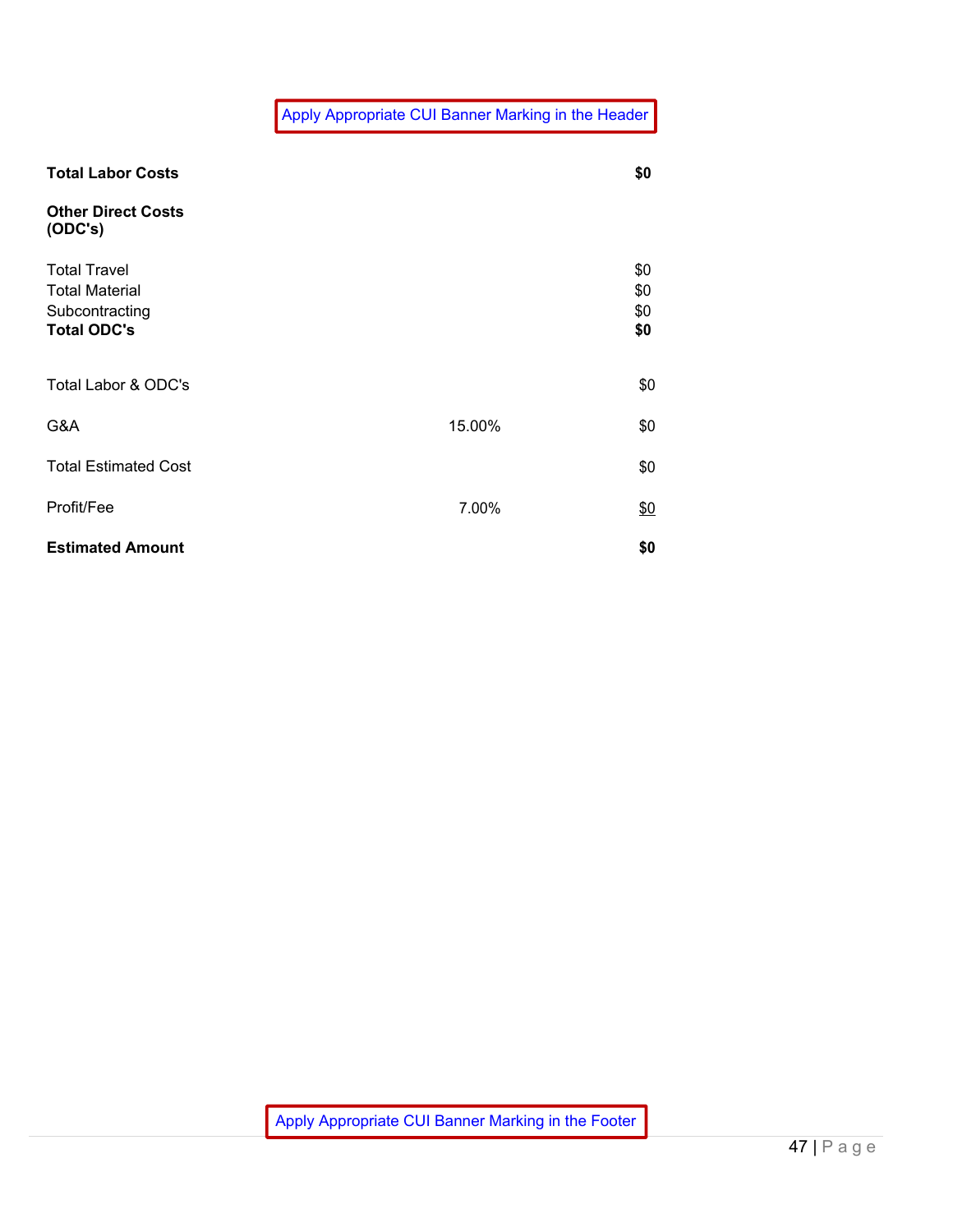| | | |
|---|---|---|
| **Total Labor Costs** | | **$0** |
| **Other Direct Costs (ODC's)** | | |
| Total Travel | | $0 |
| Total Material | | $0 |
| Subcontracting | | $0 |
| **Total ODC's** | | **$0** |
| Total Labor & ODC's | | $0 |
| G&A | 15.00% | $0 |
| Total Estimated Cost | | $0 |
| Profit/Fee | 7.00% | $0 |
| **Estimated Amount** | | **$0** |